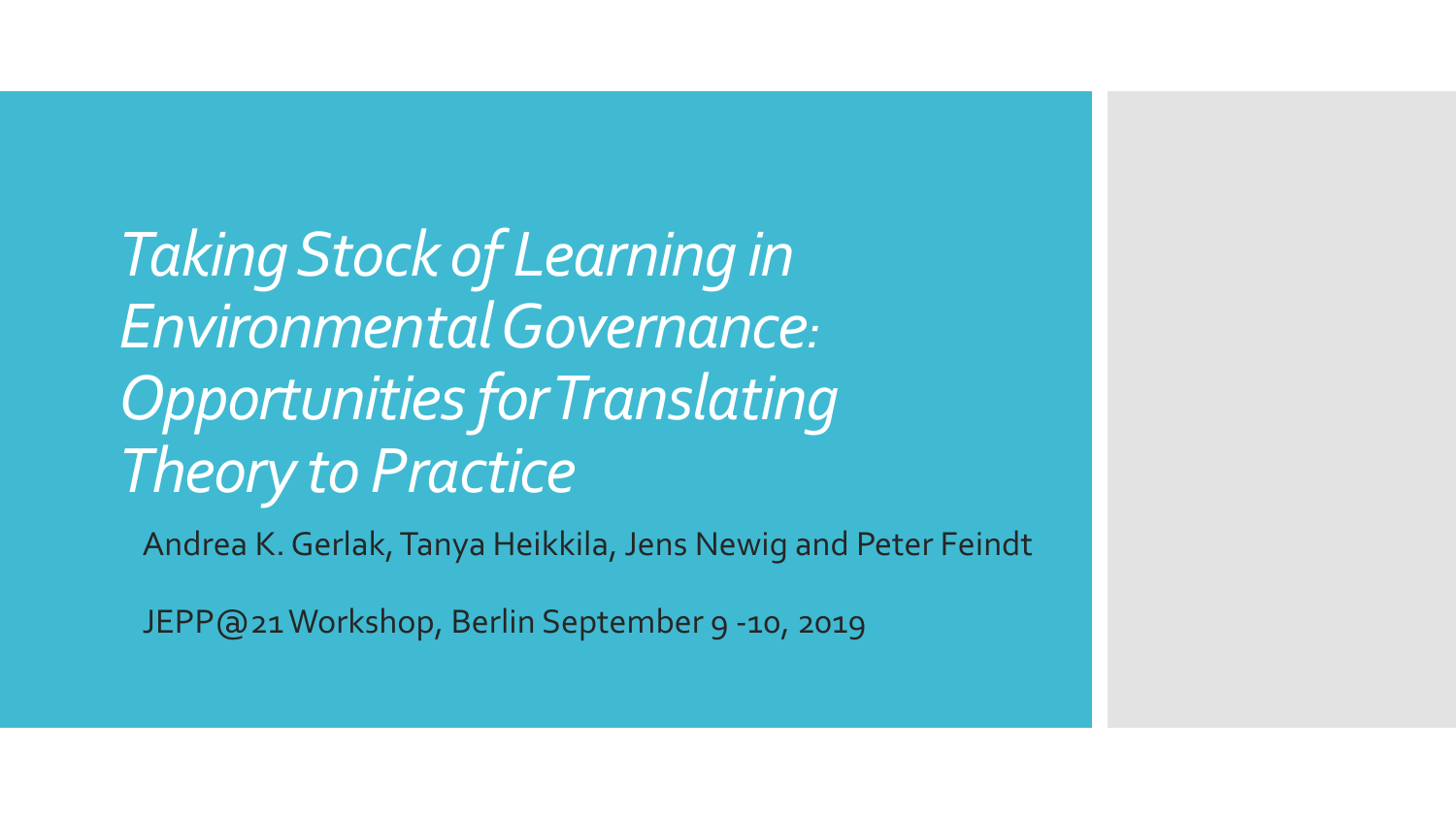# *Taking Stock of Learning in Environmental Governance: Opportunities for Translating Theory to Practice*

Andrea K. Gerlak, Tanya Heikkila, Jens Newig and Peter Feindt

JEPP@21 Workshop, Berlin September 9 -10, 2019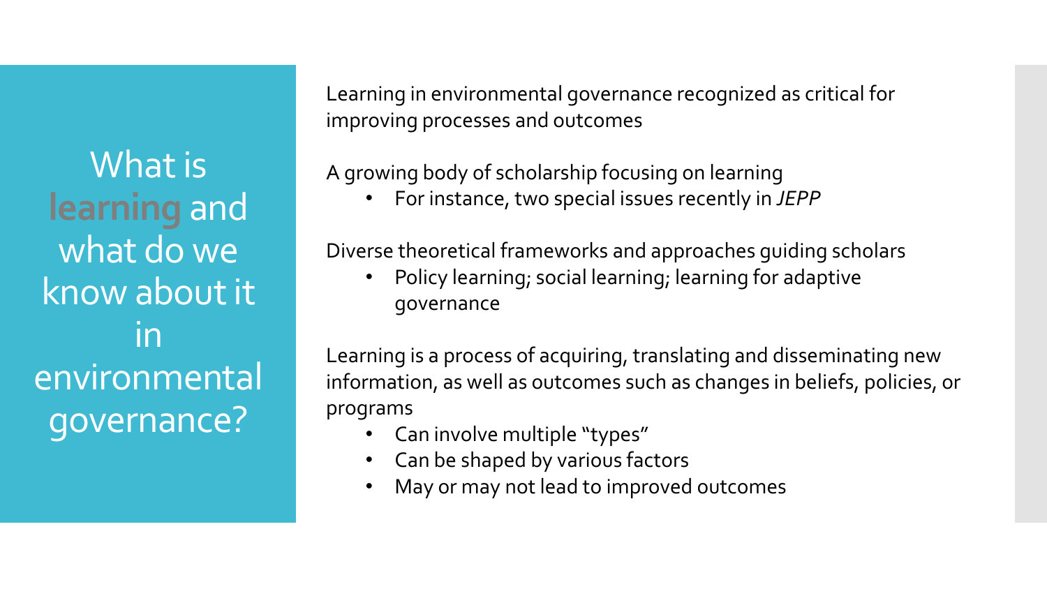# What is **learning** and what do we know about it in environmental governance?

Learning in environmental governance recognized as critical for improving processes and outcomes

A growing body of scholarship focusing on learning

- For instance, two special issues recently in *JEPP*

Diverse theoretical frameworks and approaches guiding scholars

- Policy learning; social learning; learning for adaptive governance

Learning is a process of acquiring, translating and disseminating new information, as well as outcomes such as changes in beliefs, policies, or programs

- Can involve multiple "types"
- Can be shaped by various factors
- May or may not lead to improved outcomes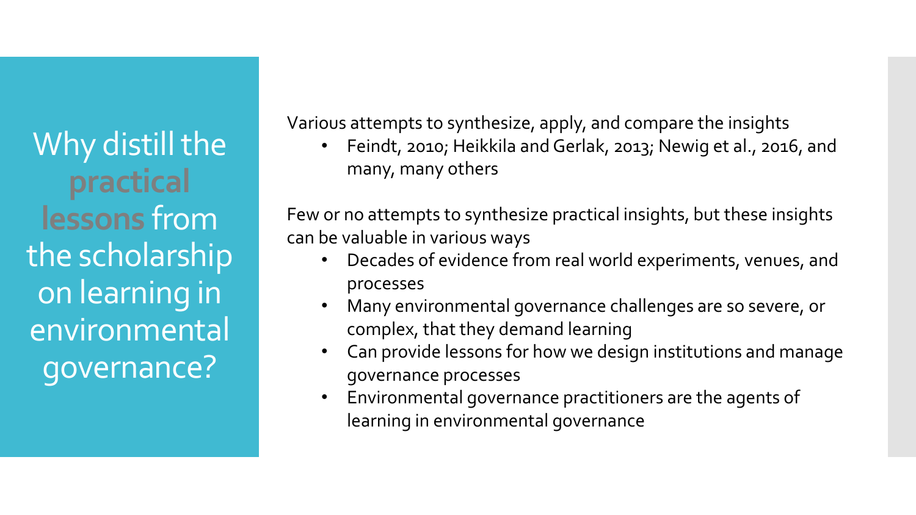# Why distill the **practical lessons** from the scholarship on learning in environmental governance?

Various attempts to synthesize, apply, and compare the insights

- Feindt, 2010; Heikkila and Gerlak, 2013; Newig et al., 2016, and many, many others

Few or no attempts to synthesize practical insights, but these insights can be valuable in various ways

- Decades of evidence from real world experiments, venues, and processes
- Many environmental governance challenges are so severe, or complex, that they demand learning
- Can provide lessons for how we design institutions and manage governance processes
- Environmental governance practitioners are the agents of learning in environmental governance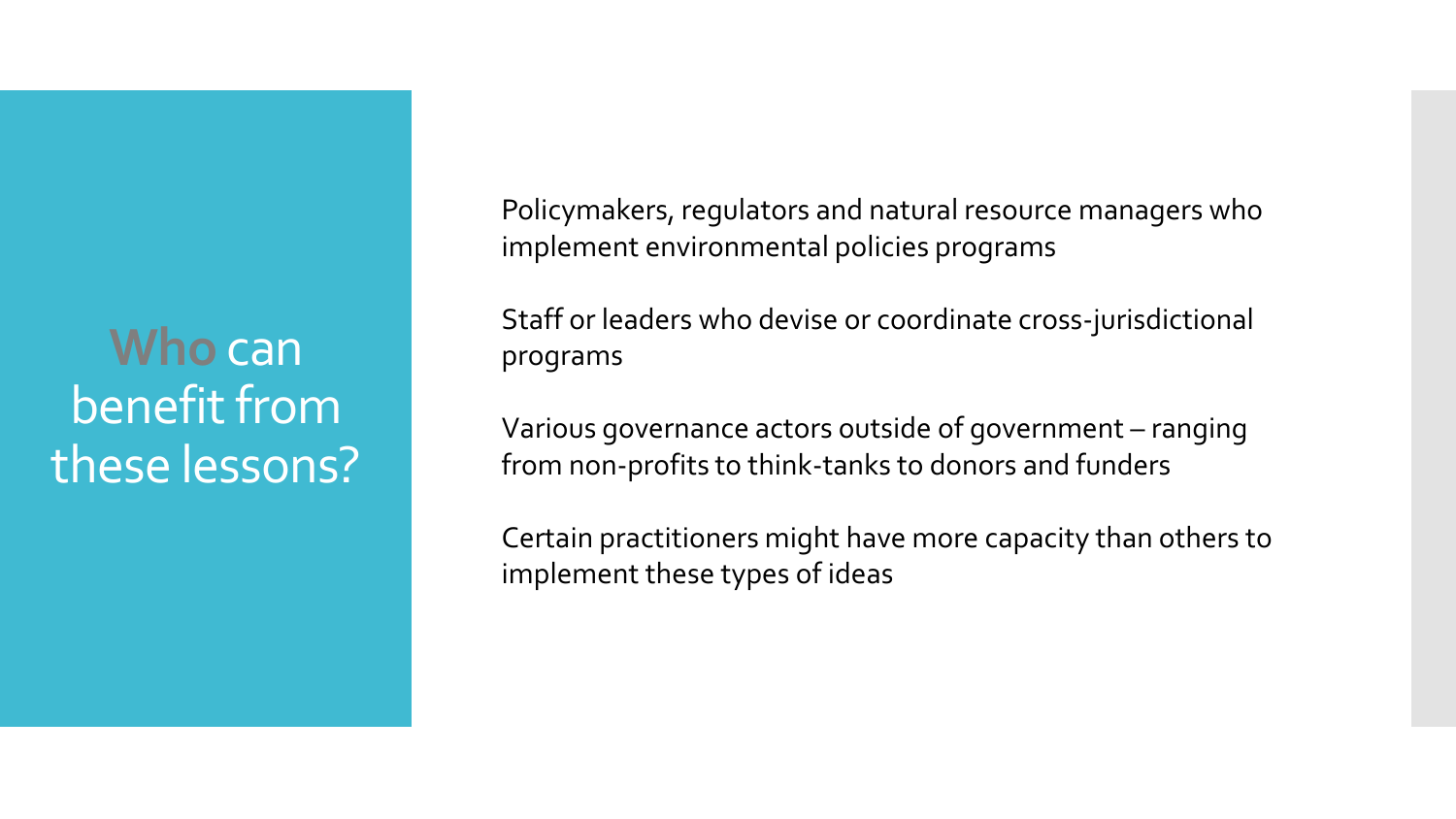# **Who** can benefit from these lessons?

Policymakers, regulators and natural resource managers who implement environmental policies programs

Staff or leaders who devise or coordinate cross-jurisdictional programs

Various governance actors outside of government – ranging from non-profits to think-tanks to donors and funders

Certain practitioners might have more capacity than others to implement these types of ideas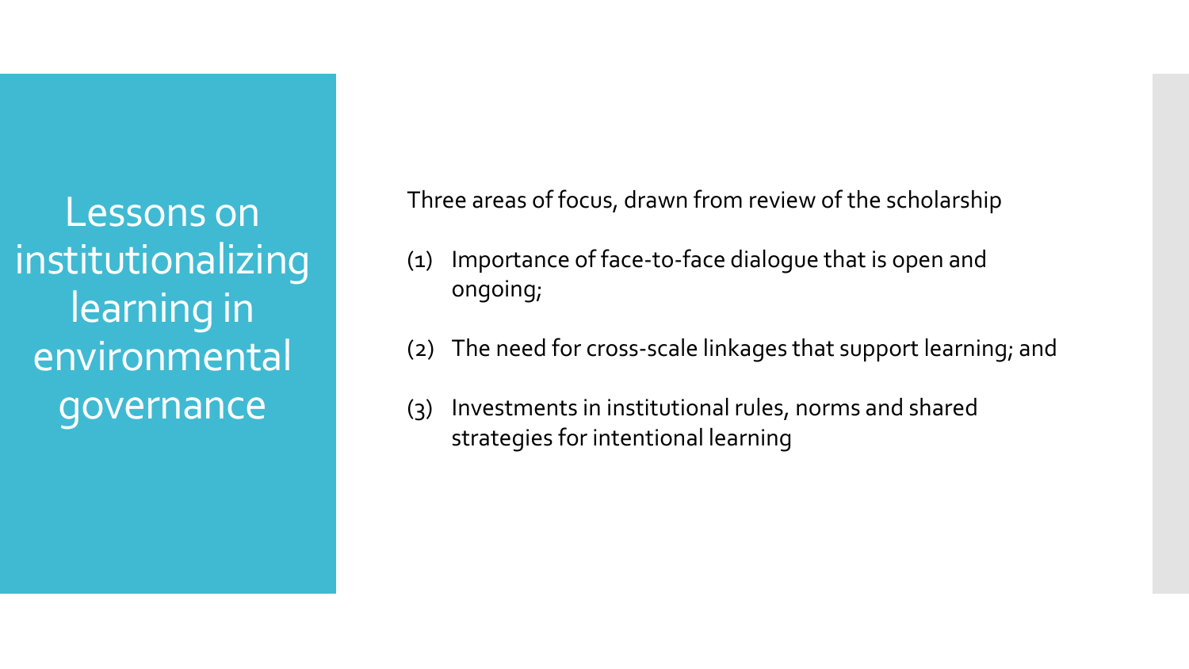# Lessons on institutionalizing learning in environmental governance

Three areas of focus, drawn from review of the scholarship

(1) Importance of face-to-face dialogue that is open and ongoing;

(2) The need for cross-scale linkages that support learning; and

(3) Investments in institutional rules, norms and shared strategies for intentional learning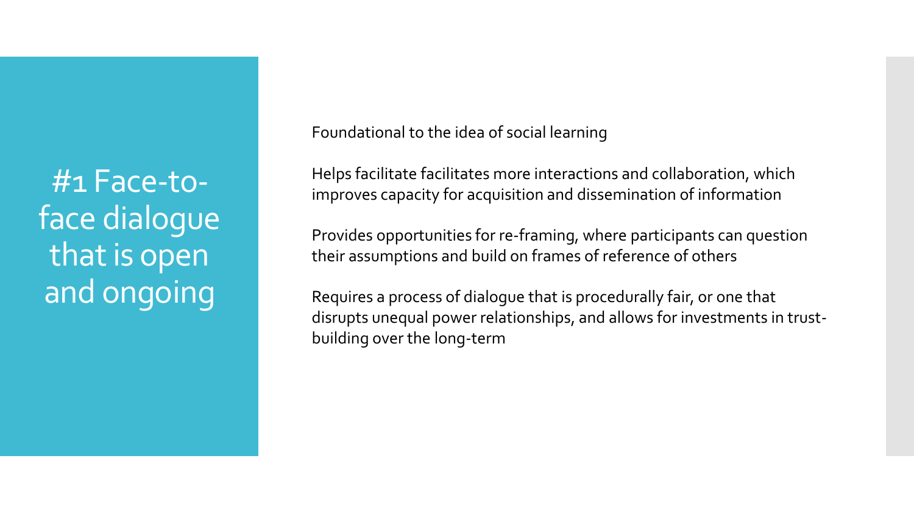# #1 Face-to-face dialogue that is open and ongoing

Foundational to the idea of social learning

Helps facilitate facilitates more interactions and collaboration, which improves capacity for acquisition and dissemination of information

Provides opportunities for re-framing, where participants can question their assumptions and build on frames of reference of others

Requires a process of dialogue that is procedurally fair, or one that disrupts unequal power relationships, and allows for investments in trust-building over the long-term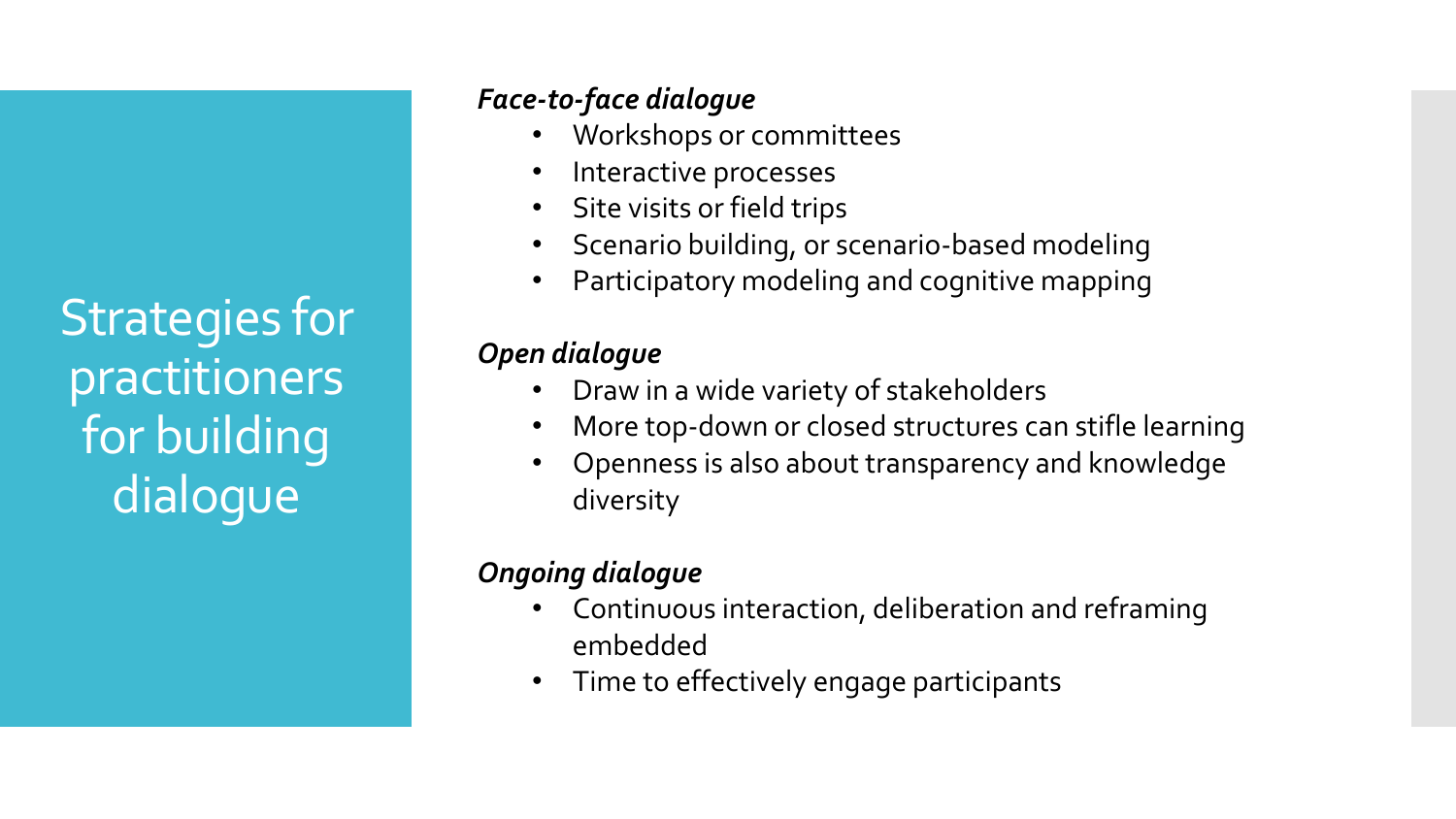# Strategies for practitioners for building dialogue

***Face-to-face dialogue***

- Workshops or committees
- Interactive processes
- Site visits or field trips
- Scenario building, or scenario-based modeling
- Participatory modeling and cognitive mapping

***Open dialogue***

- Draw in a wide variety of stakeholders
- More top-down or closed structures can stifle learning
- Openness is also about transparency and knowledge diversity

***Ongoing dialogue***

- Continuous interaction, deliberation and reframing embedded
- Time to effectively engage participants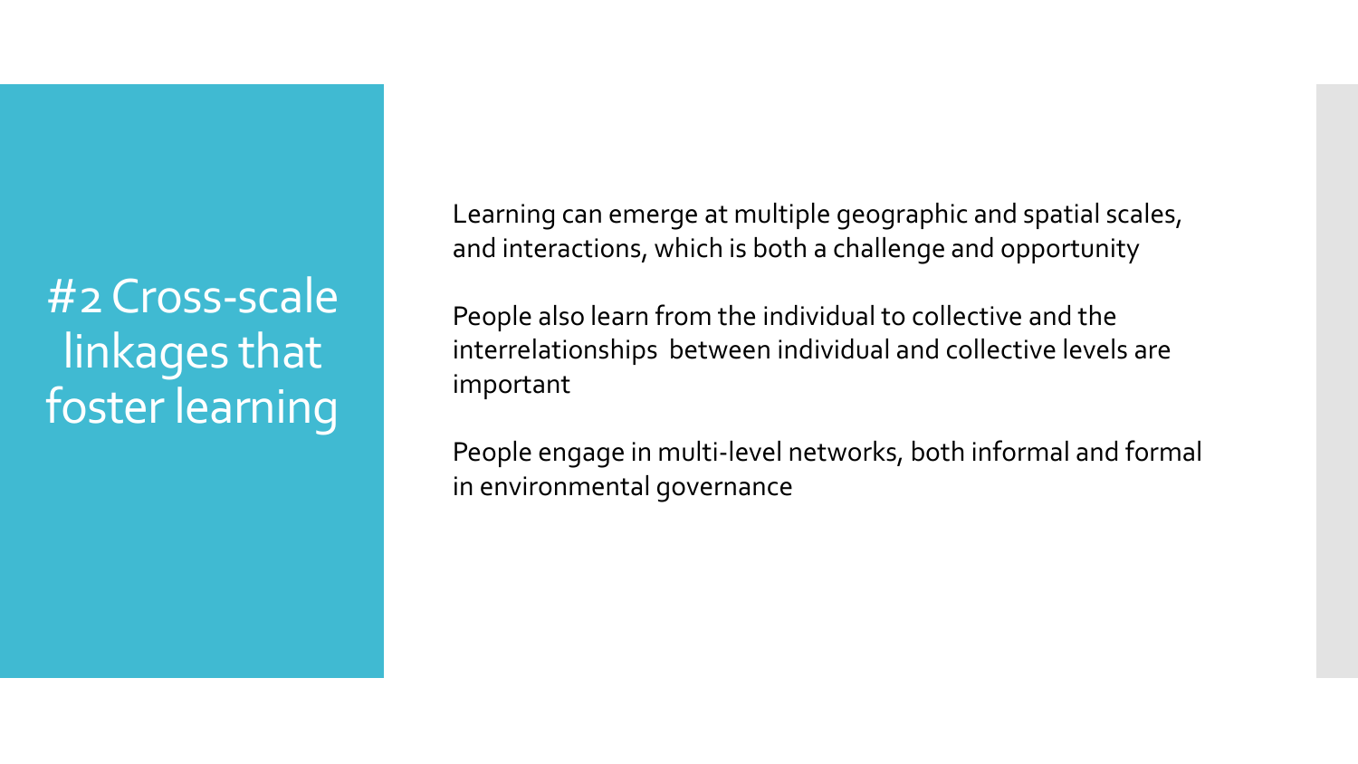# #2 Cross-scale linkages that foster learning

Learning can emerge at multiple geographic and spatial scales, and interactions, which is both a challenge and opportunity

People also learn from the individual to collective and the interrelationships between individual and collective levels are important

People engage in multi-level networks, both informal and formal in environmental governance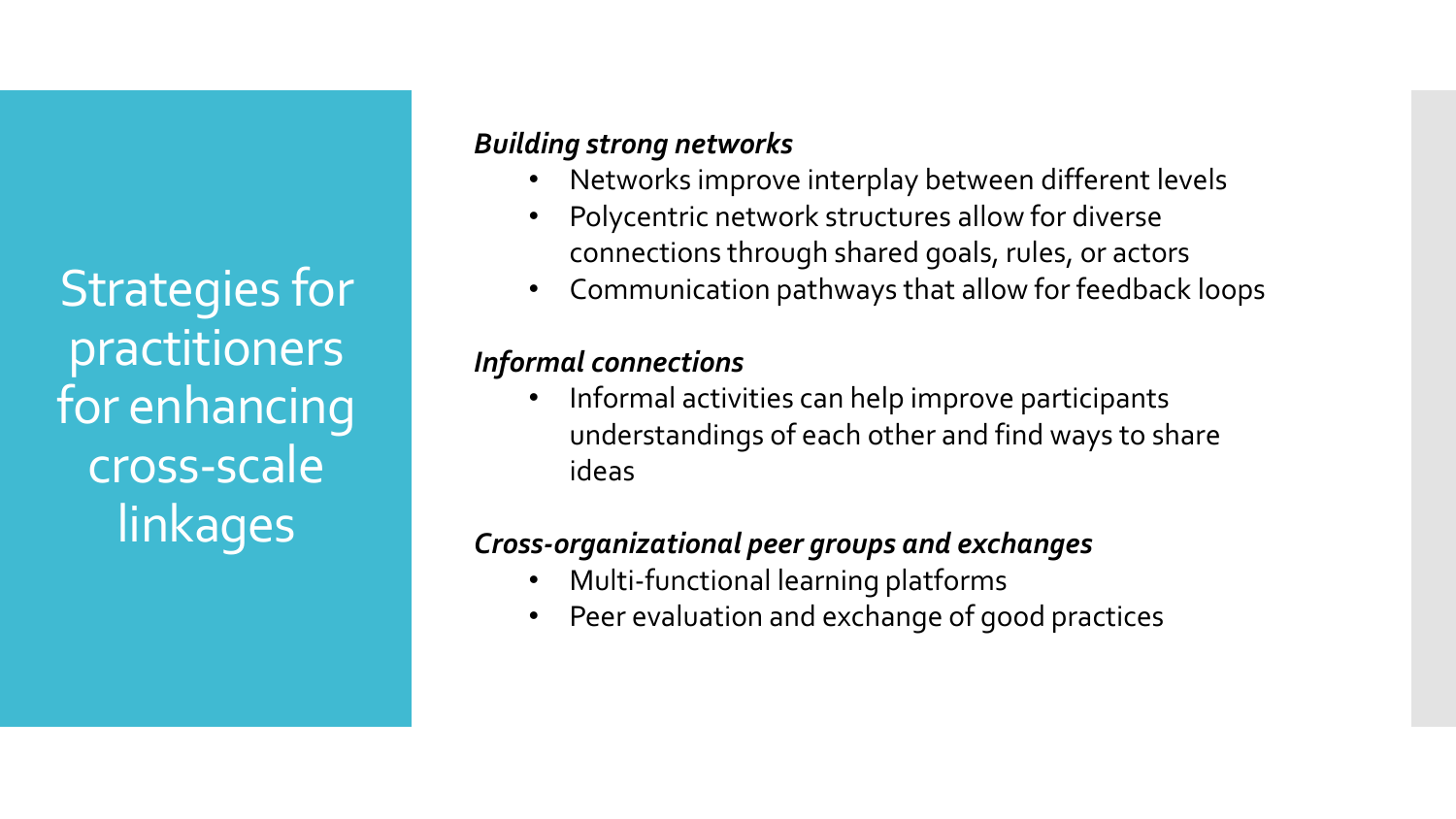# Strategies for practitioners for enhancing cross-scale linkages

***Building strong networks***

- Networks improve interplay between different levels
- Polycentric network structures allow for diverse connections through shared goals, rules, or actors
- Communication pathways that allow for feedback loops

***Informal connections***

- Informal activities can help improve participants understandings of each other and find ways to share ideas

***Cross-organizational peer groups and exchanges***

- Multi-functional learning platforms
- Peer evaluation and exchange of good practices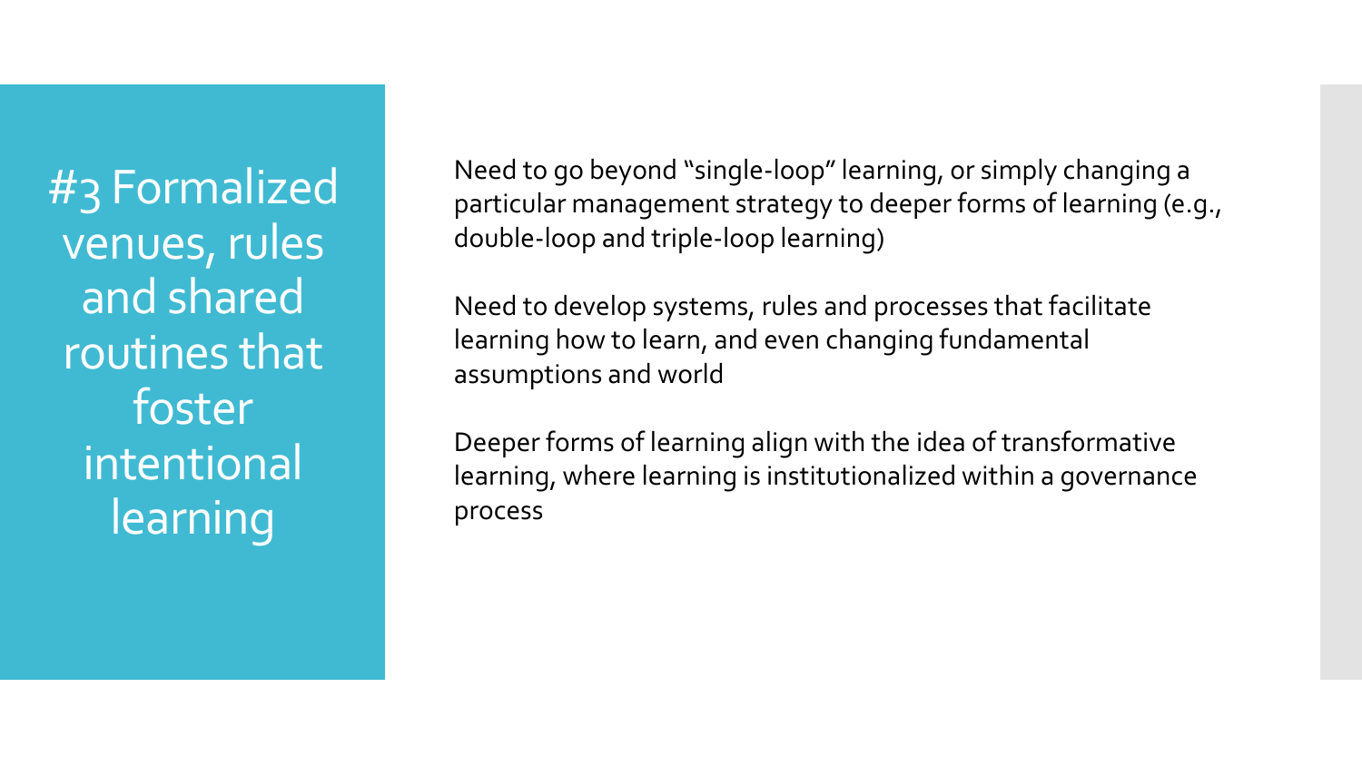# #3 Formalized venues, rules and shared routines that foster intentional learning

Need to go beyond "single-loop" learning, or simply changing a particular management strategy to deeper forms of learning (e.g., double-loop and triple-loop learning)

Need to develop systems, rules and processes that facilitate learning how to learn, and even changing fundamental assumptions and world

Deeper forms of learning align with the idea of transformative learning, where learning is institutionalized within a governance process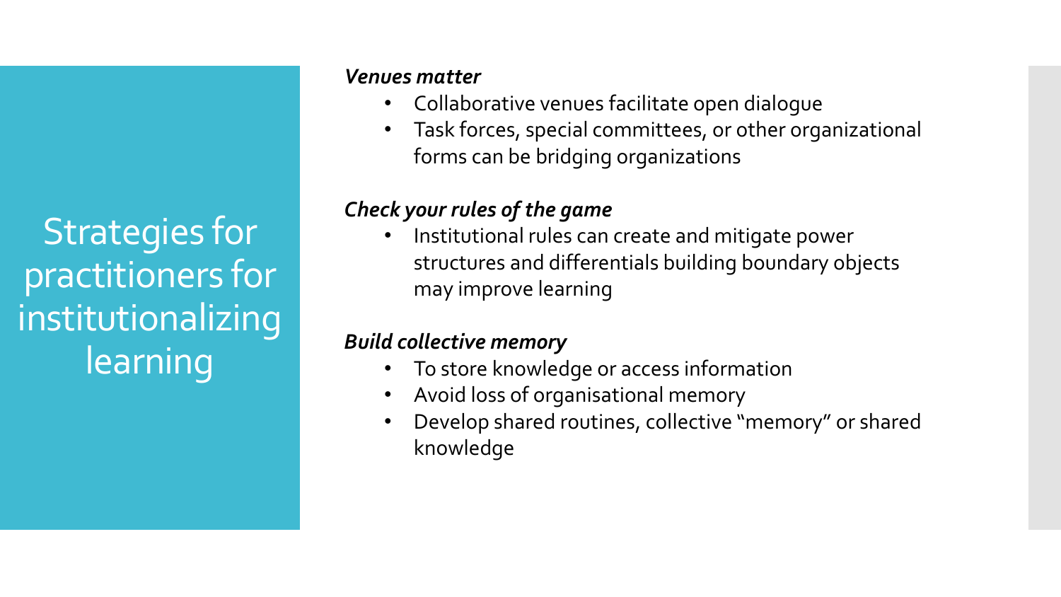# Strategies for practitioners for institutionalizing learning

***Venues matter***

- Collaborative venues facilitate open dialogue
- Task forces, special committees, or other organizational forms can be bridging organizations

***Check your rules of the game***

- Institutional rules can create and mitigate power structures and differentials building boundary objects may improve learning

***Build collective memory***

- To store knowledge or access information
- Avoid loss of organisational memory
- Develop shared routines, collective "memory" or shared knowledge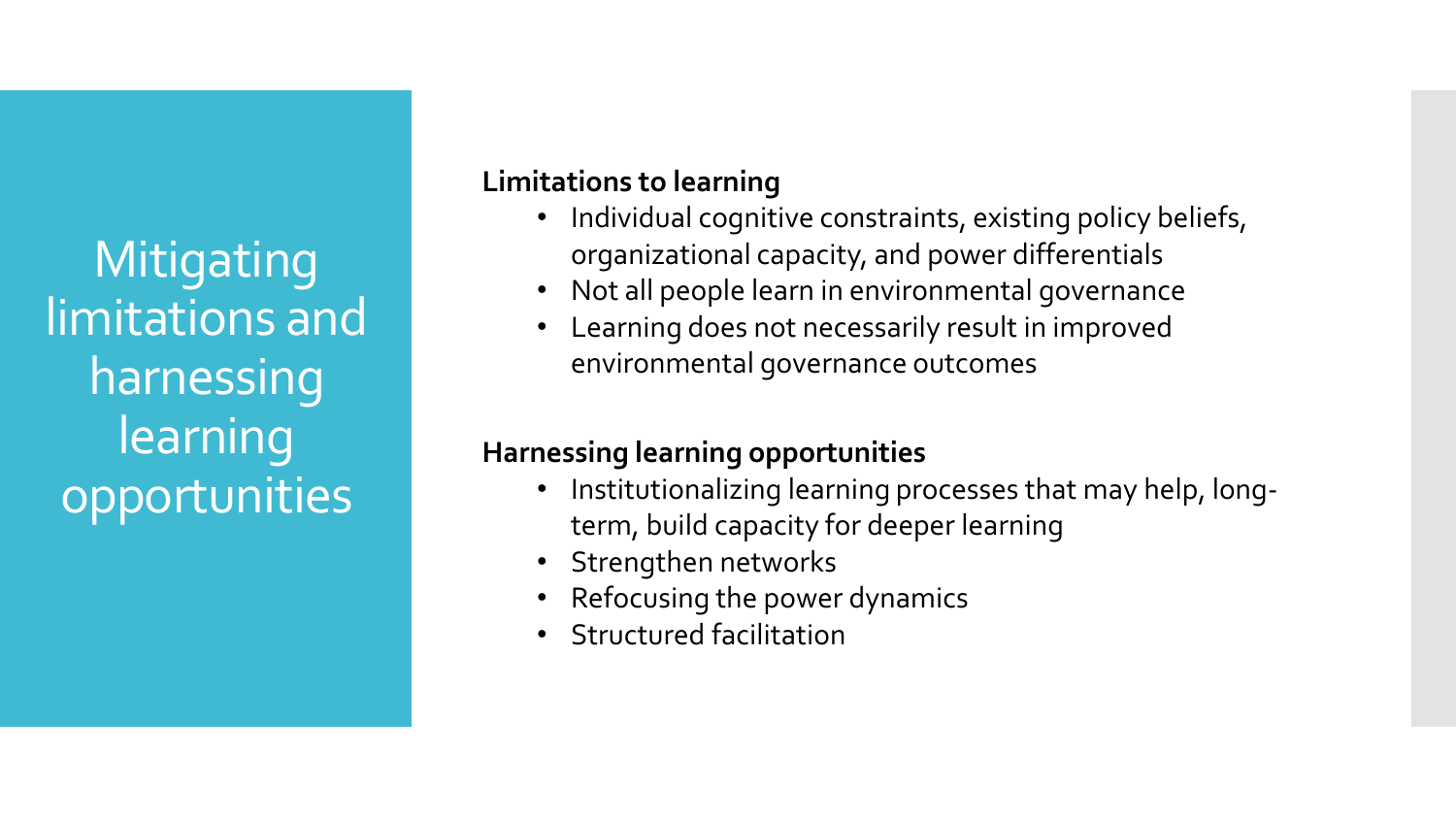# Mitigating limitations and harnessing learning opportunities

**Limitations to learning**

- Individual cognitive constraints, existing policy beliefs, organizational capacity, and power differentials
- Not all people learn in environmental governance
- Learning does not necessarily result in improved environmental governance outcomes

**Harnessing learning opportunities**

- Institutionalizing learning processes that may help, long-term, build capacity for deeper learning
- Strengthen networks
- Refocusing the power dynamics
- Structured facilitation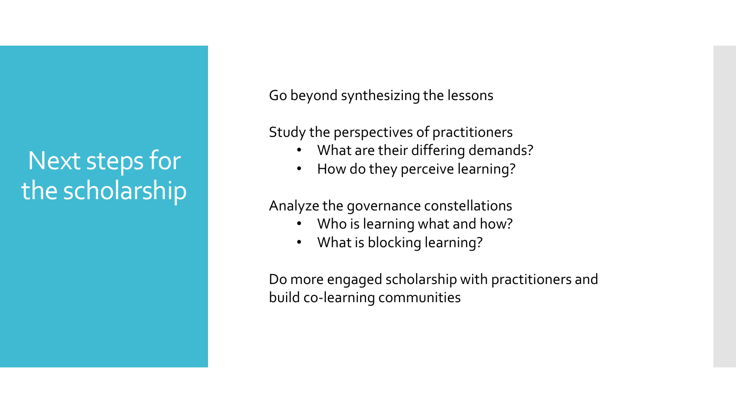# Next steps for the scholarship

Go beyond synthesizing the lessons

Study the perspectives of practitioners

- What are their differing demands?
- How do they perceive learning?

Analyze the governance constellations

- Who is learning what and how?
- What is blocking learning?

Do more engaged scholarship with practitioners and build co-learning communities